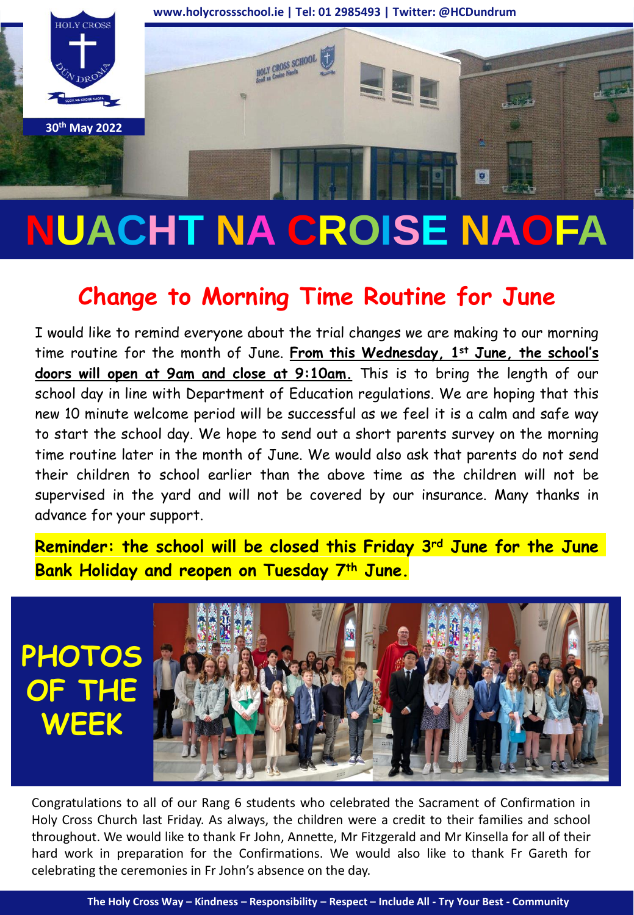www.holycrossschool.ie | Tel: 01 2985493 | Twitter: @HCDundrum

30th May 2022

# NUACHT NA CROISE NAOFA

## Change to Morning Time Routine for June

I would like to remind everyone about the trial changes we are making to our morning time routine for the month of June. **From this Wednesday, 1st June, the school's doors will open at 9am and close at 9:10am.** This is to bring the length of our school day in line with Department of Education regulations. We are hoping that this new 10 minute welcome period will be successful as we feel it is a calm and safe way to start the school day. We hope to send out a short parents survey on the morning time routine later in the month of June. We would also ask that parents do not send their children to school earlier than the above time as the children will not be supervised in the yard and will not be covered by our insurance. Many thanks in advance for your support.

**Reminder: the school will be closed this Friday 3rd June for the June Bank Holiday and reopen on Tuesday 7th June.**

## PHOTOS OF THE WEEK

Congratulations to all of our Rang 6 students who celebrated the Sacrament of Confirmation in Holy Cross Church last Friday. As always, the children were a credit to their families and school throughout. We would like to thank Fr John, Annette, Mr Fitzgerald and Mr Kinsella for all of their hard work in preparation for the Confirmations. We would also like to thank Fr Gareth for celebrating the ceremonies in Fr John's absence on the day.

The Holy Cross Way – Kindness – Responsibility – Respect – Include All - Try Your Best - Community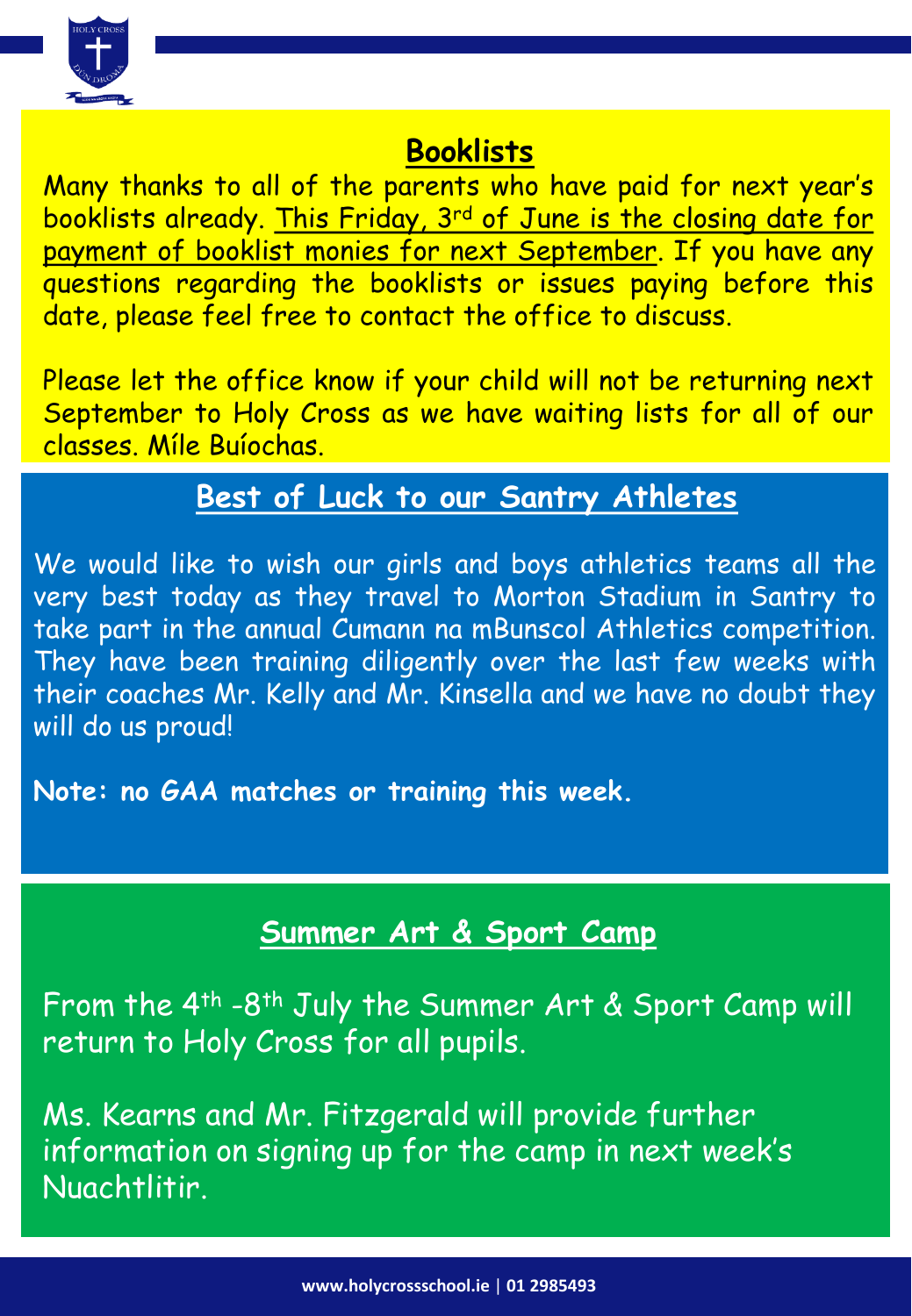## Booklists

Many thanks to all of the parents who have paid for next year's booklists already. This Friday, 3rd of June is the closing date for payment of booklist monies for next September. If you have any questions regarding the booklists or issues paying before this date, please feel free to contact the office to discuss.

Please let the office know if your child will not be returning next September to Holy Cross as we have waiting lists for all of our classes. Míle Buíochas.

## Best of Luck to our Santry Athletes

We would like to wish our girls and boys athletics teams all the very best today as they travel to Morton Stadium in Santry to take part in the annual Cumann na mBunscol Athletics competition. They have been training diligently over the last few weeks with their coaches Mr. Kelly and Mr. Kinsella and we have no doubt they will do us proud!

**Note: no GAA matches or training this week.**

## Summer Art & Sport Camp

From the 4th -8th July the Summer Art & Sport Camp will return to Holy Cross for all pupils.

Ms. Kearns and Mr. Fitzgerald will provide further information on signing up for the camp in next week's Nuachtlitir.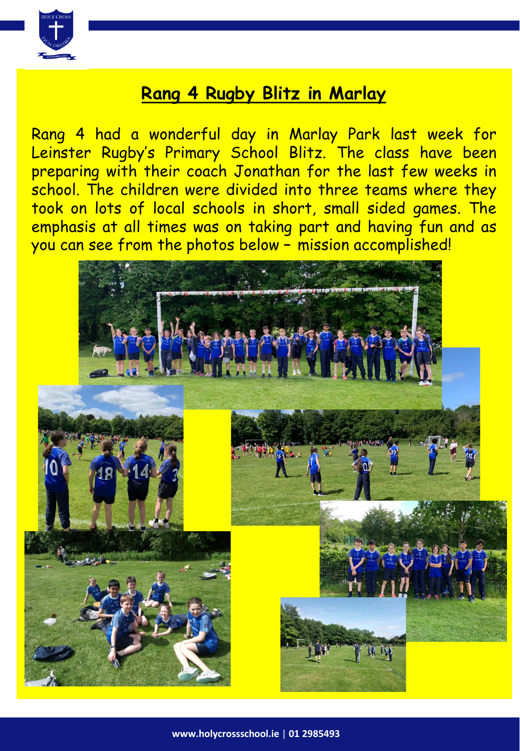## Rang 4 Rugby Blitz in Marlay

Rang 4 had a wonderful day in Marlay Park last week for Leinster Rugby's Primary School Blitz. The class have been preparing with their coach Jonathan for the last few weeks in school. The children were divided into three teams where they took on lots of local schools in short, small sided games. The emphasis at all times was on taking part and having fun and as you can see from the photos below – mission accomplished!